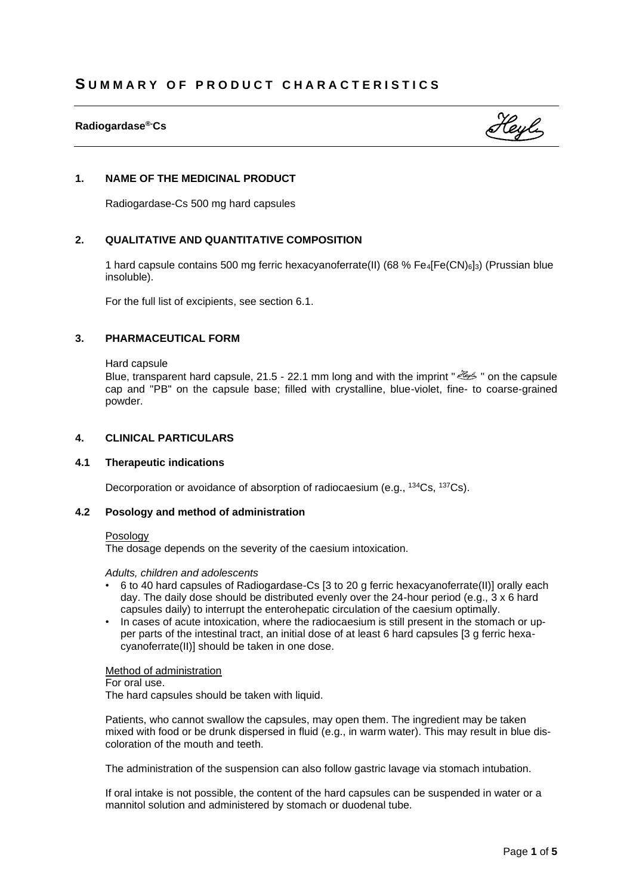# SUMMARY OF PRODUCT CHARACTERISTICS

**Radiogardase®-Cs**

## 1. NAME OF THE MEDICINAL PRODUCT

Radiogardase-Cs 500 mg hard capsules

## 2. QUALITATIVE AND QUANTITATIVE COMPOSITION

1 hard capsule contains 500 mg ferric hexacyanoferrate(II) (68 % $Fe_4[Fe(CN)_6]_3$) (Prussian blue insoluble).

For the full list of excipients, see section 6.1.

## 3. PHARMACEUTICAL FORM

Hard capsule
Blue, transparent hard capsule, 21.5 - 22.1 mm long and with the imprint "Heyl" on the capsule cap and "PB" on the capsule base; filled with crystalline, blue-violet, fine- to coarse-grained powder.

## 4. CLINICAL PARTICULARS

### 4.1 Therapeutic indications

Decorporation or avoidance of absorption of radiocaesium (e.g., $^{134}Cs$, $^{137}Cs$).

### 4.2 Posology and method of administration

Posology
The dosage depends on the severity of the caesium intoxication.

*Adults, children and adolescents*

- 6 to 40 hard capsules of Radiogardase-Cs [3 to 20 g ferric hexacyanoferrate(II)] orally each day. The daily dose should be distributed evenly over the 24-hour period (e.g., 3 x 6 hard capsules daily) to interrupt the enterohepatic circulation of the caesium optimally.
- In cases of acute intoxication, where the radiocaesium is still present in the stomach or upper parts of the intestinal tract, an initial dose of at least 6 hard capsules [3 g ferric hexacyanoferrate(II)] should be taken in one dose.

Method of administration
For oral use.
The hard capsules should be taken with liquid.

Patients, who cannot swallow the capsules, may open them. The ingredient may be taken mixed with food or be drunk dispersed in fluid (e.g., in warm water). This may result in blue discoloration of the mouth and teeth.

The administration of the suspension can also follow gastric lavage via stomach intubation.

If oral intake is not possible, the content of the hard capsules can be suspended in water or a mannitol solution and administered by stomach or duodenal tube.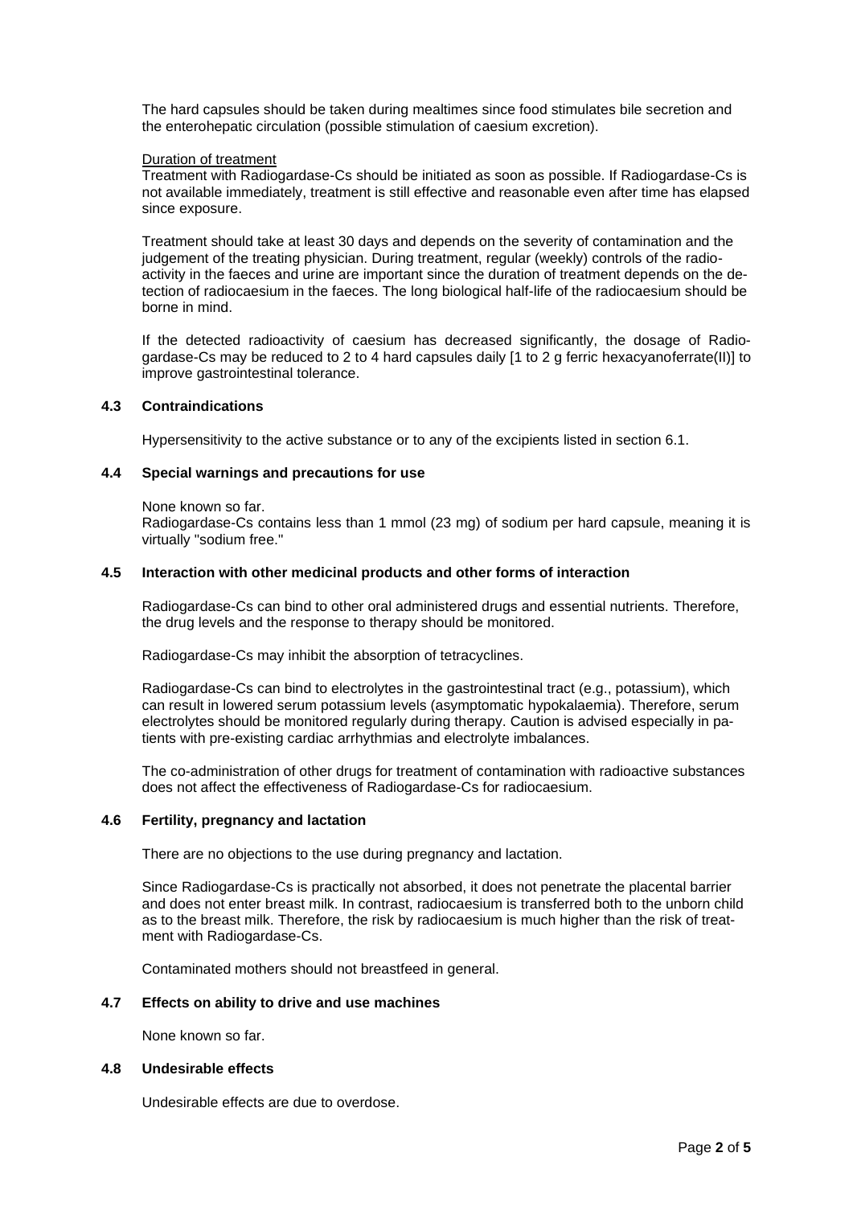The hard capsules should be taken during mealtimes since food stimulates bile secretion and the enterohepatic circulation (possible stimulation of caesium excretion).

Duration of treatment

Treatment with Radiogardase-Cs should be initiated as soon as possible. If Radiogardase-Cs is not available immediately, treatment is still effective and reasonable even after time has elapsed since exposure.

Treatment should take at least 30 days and depends on the severity of contamination and the judgement of the treating physician. During treatment, regular (weekly) controls of the radioactivity in the faeces and urine are important since the duration of treatment depends on the detection of radiocaesium in the faeces. The long biological half-life of the radiocaesium should be borne in mind.

If the detected radioactivity of caesium has decreased significantly, the dosage of Radiogardase-Cs may be reduced to 2 to 4 hard capsules daily [1 to 2 g ferric hexacyanoferrate(II)] to improve gastrointestinal tolerance.

## 4.3 Contraindications

Hypersensitivity to the active substance or to any of the excipients listed in section 6.1.

## 4.4 Special warnings and precautions for use

None known so far.
Radiogardase-Cs contains less than 1 mmol (23 mg) of sodium per hard capsule, meaning it is virtually "sodium free."

## 4.5 Interaction with other medicinal products and other forms of interaction

Radiogardase-Cs can bind to other oral administered drugs and essential nutrients. Therefore, the drug levels and the response to therapy should be monitored.

Radiogardase-Cs may inhibit the absorption of tetracyclines.

Radiogardase-Cs can bind to electrolytes in the gastrointestinal tract (e.g., potassium), which can result in lowered serum potassium levels (asymptomatic hypokalaemia). Therefore, serum electrolytes should be monitored regularly during therapy. Caution is advised especially in patients with pre-existing cardiac arrhythmias and electrolyte imbalances.

The co-administration of other drugs for treatment of contamination with radioactive substances does not affect the effectiveness of Radiogardase-Cs for radiocaesium.

## 4.6 Fertility, pregnancy and lactation

There are no objections to the use during pregnancy and lactation.

Since Radiogardase-Cs is practically not absorbed, it does not penetrate the placental barrier and does not enter breast milk. In contrast, radiocaesium is transferred both to the unborn child as to the breast milk. Therefore, the risk by radiocaesium is much higher than the risk of treatment with Radiogardase-Cs.

Contaminated mothers should not breastfeed in general.

## 4.7 Effects on ability to drive and use machines

None known so far.

## 4.8 Undesirable effects

Undesirable effects are due to overdose.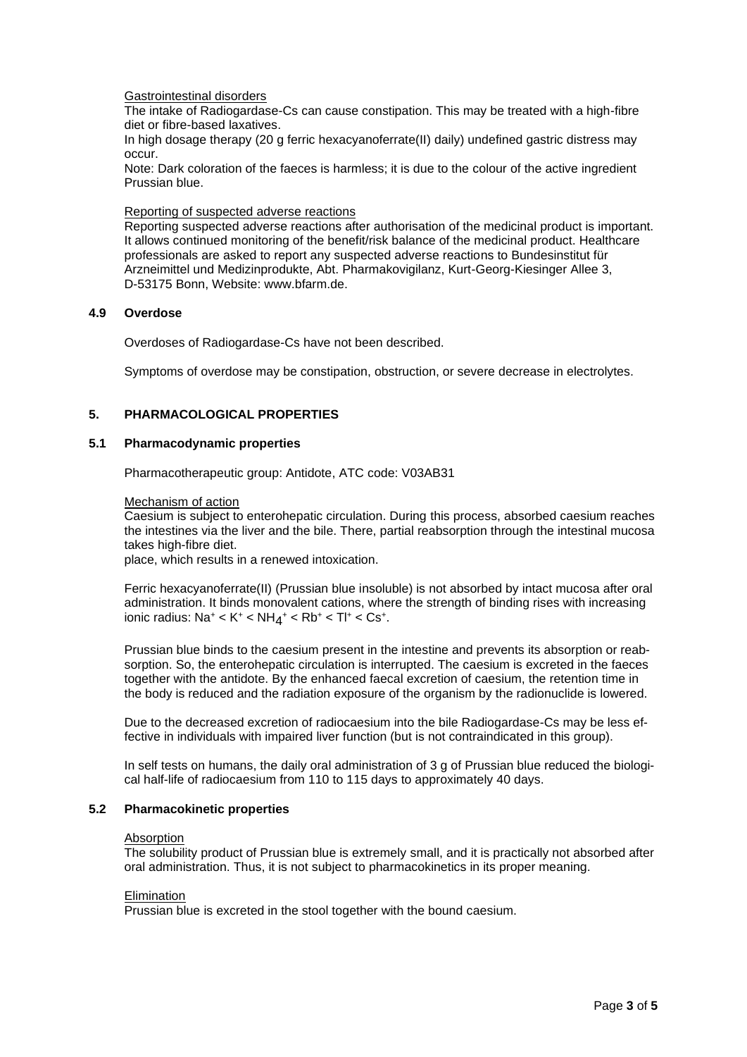Gastrointestinal disorders

The intake of Radiogardase-Cs can cause constipation. This may be treated with a high-fibre diet or fibre-based laxatives.

In high dosage therapy (20 g ferric hexacyanoferrate(II) daily) undefined gastric distress may occur.

Note: Dark coloration of the faeces is harmless; it is due to the colour of the active ingredient Prussian blue.

Reporting of suspected adverse reactions

Reporting suspected adverse reactions after authorisation of the medicinal product is important. It allows continued monitoring of the benefit/risk balance of the medicinal product. Healthcare professionals are asked to report any suspected adverse reactions to Bundesinstitut für Arzneimittel und Medizinprodukte, Abt. Pharmakovigilanz, Kurt-Georg-Kiesinger Allee 3, D-53175 Bonn, Website: www.bfarm.de.

### 4.9 Overdose

Overdoses of Radiogardase-Cs have not been described.

Symptoms of overdose may be constipation, obstruction, or severe decrease in electrolytes.

## 5. PHARMACOLOGICAL PROPERTIES

### 5.1 Pharmacodynamic properties

Pharmacotherapeutic group: Antidote, ATC code: V03AB31

Mechanism of action

Caesium is subject to enterohepatic circulation. During this process, absorbed caesium reaches the intestines via the liver and the bile. There, partial reabsorption through the intestinal mucosa takes high-fibre diet.
place, which results in a renewed intoxication.

Ferric hexacyanoferrate(II) (Prussian blue insoluble) is not absorbed by intact mucosa after oral administration. It binds monovalent cations, where the strength of binding rises with increasing ionic radius: $Na^+ < K^+ < NH_4^+ < Rb^+ < Tl^+ < Cs^+$.

Prussian blue binds to the caesium present in the intestine and prevents its absorption or reabsorption. So, the enterohepatic circulation is interrupted. The caesium is excreted in the faeces together with the antidote. By the enhanced faecal excretion of caesium, the retention time in the body is reduced and the radiation exposure of the organism by the radionuclide is lowered.

Due to the decreased excretion of radiocaesium into the bile Radiogardase-Cs may be less effective in individuals with impaired liver function (but is not contraindicated in this group).

In self tests on humans, the daily oral administration of 3 g of Prussian blue reduced the biological half-life of radiocaesium from 110 to 115 days to approximately 40 days.

### 5.2 Pharmacokinetic properties

Absorption

The solubility product of Prussian blue is extremely small, and it is practically not absorbed after oral administration. Thus, it is not subject to pharmacokinetics in its proper meaning.

Elimination

Prussian blue is excreted in the stool together with the bound caesium.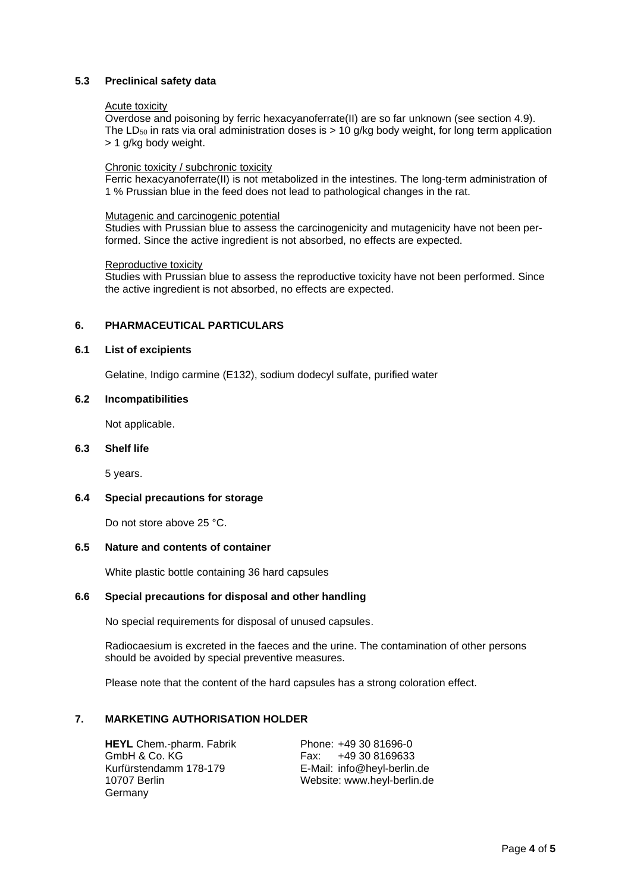## 5.3 Preclinical safety data

Acute toxicity

Overdose and poisoning by ferric hexacyanoferrate(II) are so far unknown (see section 4.9). The $LD_{50}$ in rats via oral administration doses is > 10 g/kg body weight, for long term application > 1 g/kg body weight.

Chronic toxicity / subchronic toxicity

Ferric hexacyanoferrate(II) is not metabolized in the intestines. The long-term administration of 1 % Prussian blue in the feed does not lead to pathological changes in the rat.

Mutagenic and carcinogenic potential

Studies with Prussian blue to assess the carcinogenicity and mutagenicity have not been performed. Since the active ingredient is not absorbed, no effects are expected.

Reproductive toxicity

Studies with Prussian blue to assess the reproductive toxicity have not been performed. Since the active ingredient is not absorbed, no effects are expected.

# 6. PHARMACEUTICAL PARTICULARS

## 6.1 List of excipients

Gelatine, Indigo carmine (E132), sodium dodecyl sulfate, purified water

## 6.2 Incompatibilities

Not applicable.

## 6.3 Shelf life

5 years.

## 6.4 Special precautions for storage

Do not store above 25 °C.

## 6.5 Nature and contents of container

White plastic bottle containing 36 hard capsules

## 6.6 Special precautions for disposal and other handling

No special requirements for disposal of unused capsules.

Radiocaesium is excreted in the faeces and the urine. The contamination of other persons should be avoided by special preventive measures.

Please note that the content of the hard capsules has a strong coloration effect.

# 7. MARKETING AUTHORISATION HOLDER

**HEYL** Chem.-pharm. Fabrik
GmbH & Co. KG
Kurfürstendamm 178-179
10707 Berlin
Germany

Phone: +49 30 81696-0
Fax: +49 30 8169633
E-Mail: info@heyl-berlin.de
Website: www.heyl-berlin.de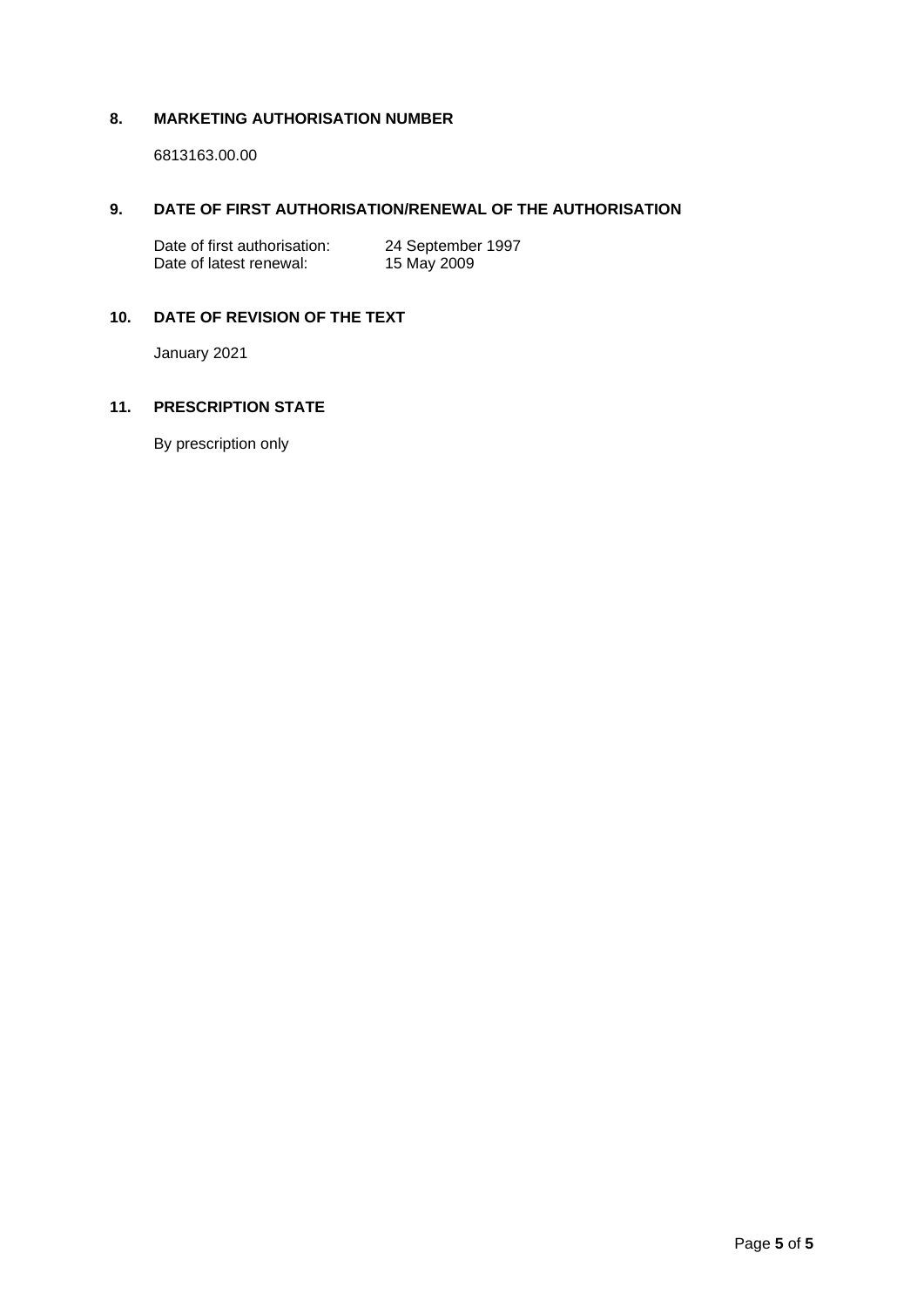## 8. MARKETING AUTHORISATION NUMBER

6813163.00.00

## 9. DATE OF FIRST AUTHORISATION/RENEWAL OF THE AUTHORISATION

Date of first authorisation: 24 September 1997
Date of latest renewal: 15 May 2009

## 10. DATE OF REVISION OF THE TEXT

January 2021

## 11. PRESCRIPTION STATE

By prescription only